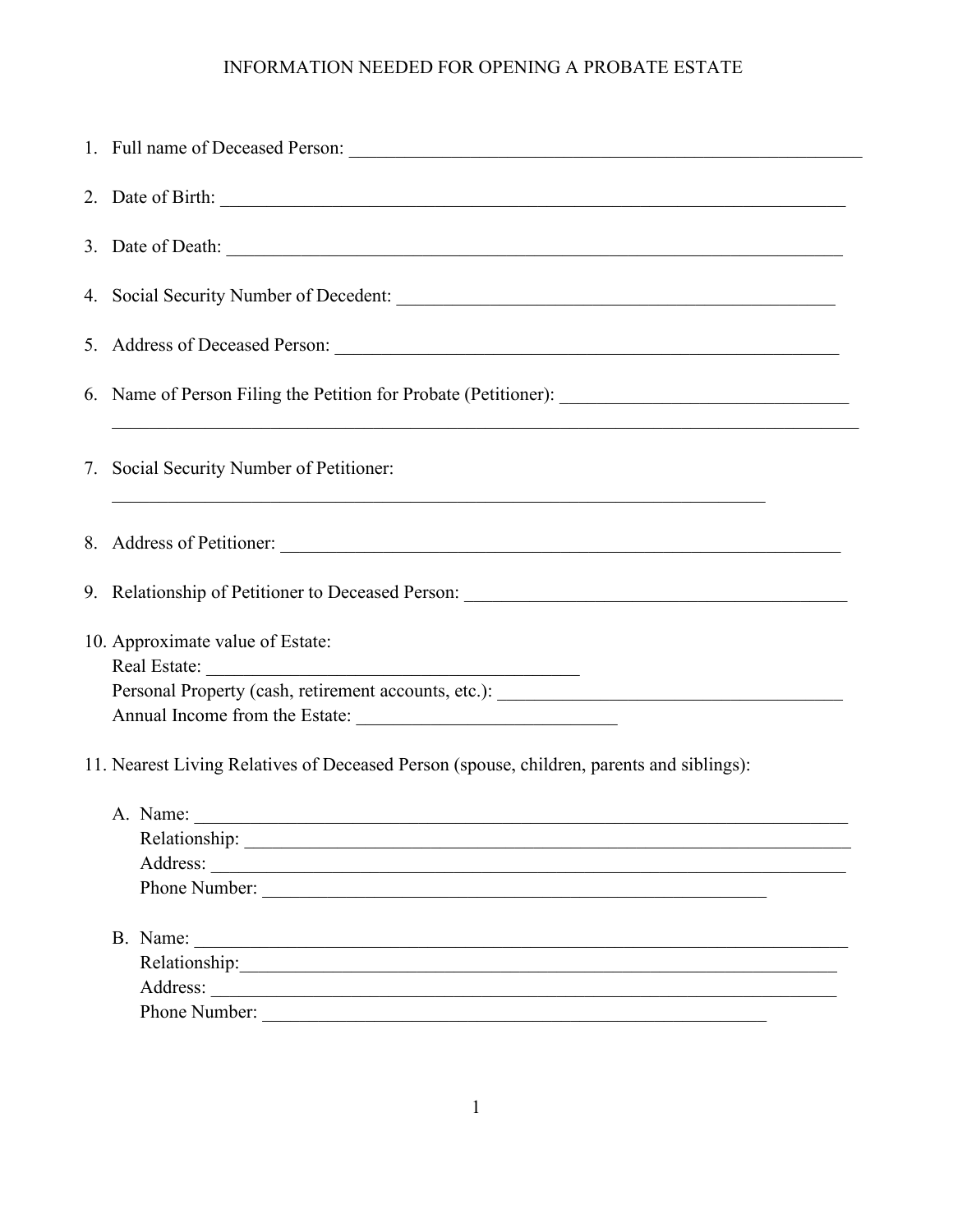# INFORMATION NEEDED FOR OPENING A PROBATE ESTATE

1. Full name of Deceased Person: ____________________________________________________________

2. Date of Birth: ________________________________________________________________________

3. Date of Death: _______________________________________________________________________

4. Social Security Number of Decedent: ___________________________________________________

5. Address of Deceased Person: _________________________________________________________

6. Name of Person Filing the Petition for Probate (Petitioner): ________________________________
   ________________________________________________________________________________________

7. Social Security Number of Petitioner:
   ____________________________________________________________________________

8. Address of Petitioner: ______________________________________________________________

9. Relationship of Petitioner to Deceased Person: __________________________________________

10. Approximate value of Estate:
    Real Estate: __________________________________________
    Personal Property (cash, retirement accounts, etc.): ______________________________________
    Annual Income from the Estate: ____________________________

11. Nearest Living Relatives of Deceased Person (spouse, children, parents and siblings):

    A. Name: ___________________________________________________________________________
       Relationship: ______________________________________________________________________
       Address: __________________________________________________________________________
       Phone Number: _________________________________________________________

    B. Name: ___________________________________________________________________________
       Relationship:______________________________________________________________________
       Address: _________________________________________________________________________
       Phone Number: _________________________________________________________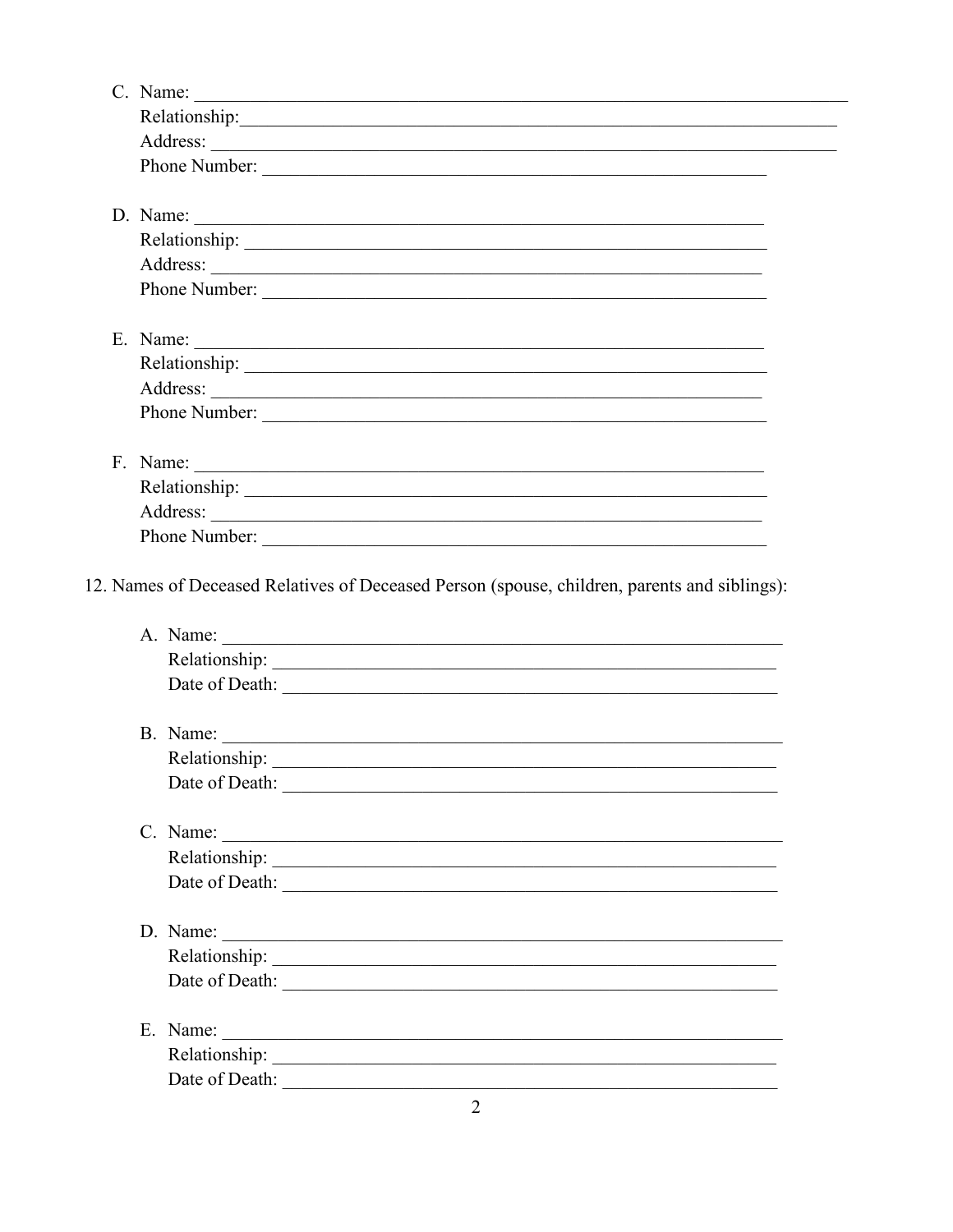C. Name: ____________________________________________________________________
   Relationship: _______________________________________________________________
   Address: ___________________________________________________________________
   Phone Number: ______________________________________________________

D. Name: ____________________________________________________________
   Relationship: ________________________________________________________
   Address: ____________________________________________________________
   Phone Number: ______________________________________________________

E. Name: ____________________________________________________________
   Relationship: ________________________________________________________
   Address: ____________________________________________________________
   Phone Number: ______________________________________________________

F. Name: ____________________________________________________________
   Relationship: ________________________________________________________
   Address: ____________________________________________________________
   Phone Number: ______________________________________________________

12. Names of Deceased Relatives of Deceased Person (spouse, children, parents and siblings):

A. Name: ____________________________________________________________
   Relationship: ______________________________________________________
   Date of Death: _____________________________________________________

B. Name: ____________________________________________________________
   Relationship: ______________________________________________________
   Date of Death: _____________________________________________________

C. Name: ____________________________________________________________
   Relationship: ______________________________________________________
   Date of Death: _____________________________________________________

D. Name: ____________________________________________________________
   Relationship: ______________________________________________________
   Date of Death: _____________________________________________________

E. Name: ____________________________________________________________
   Relationship: ______________________________________________________
   Date of Death: _____________________________________________________